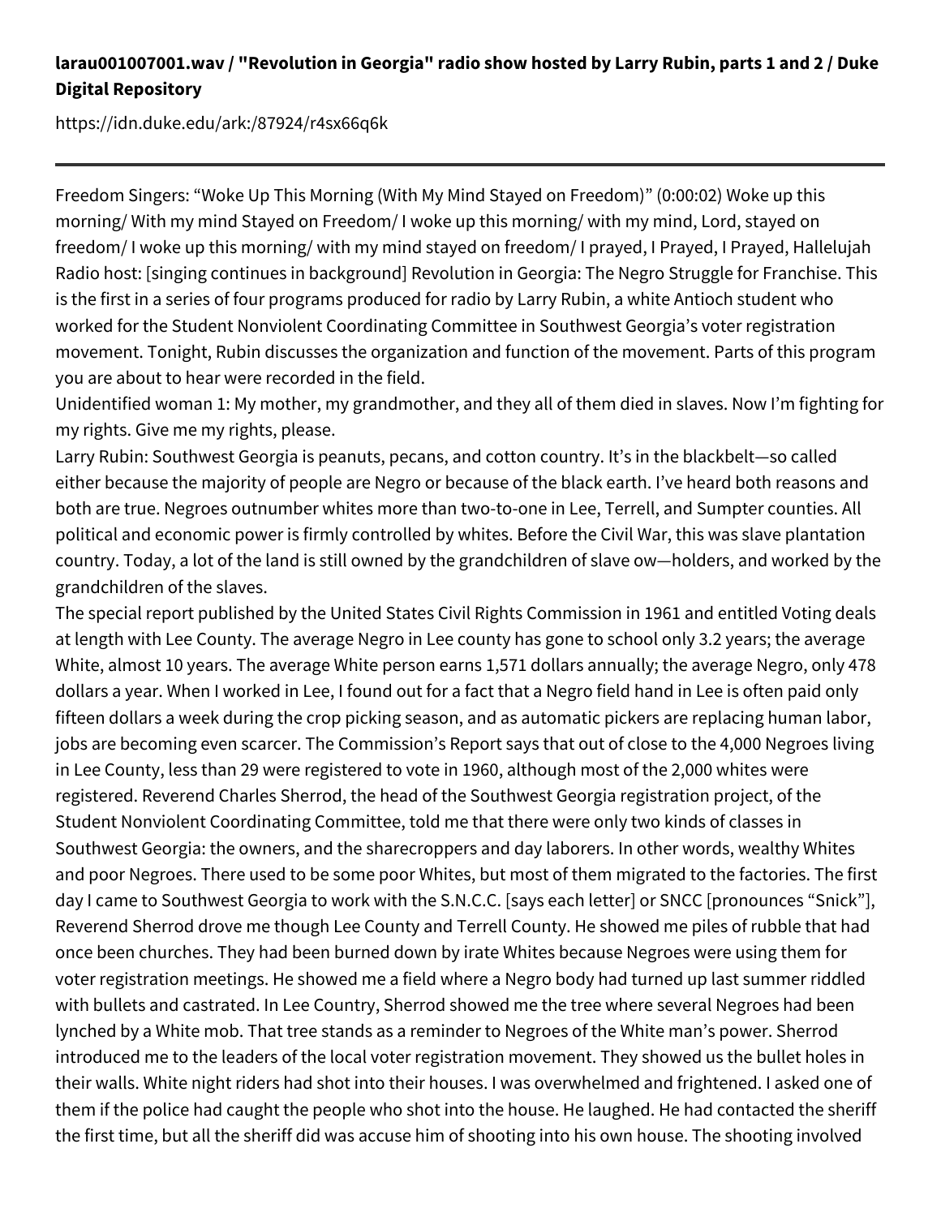**larau001007001.wav / "Revolution in Georgia" radio show hosted by Larry Rubin, parts 1 and 2 / Duke Digital Repository**

https://idn.duke.edu/ark:/87924/r4sx66q6k

---

Freedom Singers: "Woke Up This Morning (With My Mind Stayed on Freedom)" (0:00:02) Woke up this morning/ With my mind Stayed on Freedom/ I woke up this morning/ with my mind, Lord, stayed on freedom/ I woke up this morning/ with my mind stayed on freedom/ I prayed, I Prayed, I Prayed, Hallelujah

Radio host: [singing continues in background] Revolution in Georgia: The Negro Struggle for Franchise. This is the first in a series of four programs produced for radio by Larry Rubin, a white Antioch student who worked for the Student Nonviolent Coordinating Committee in Southwest Georgia's voter registration movement. Tonight, Rubin discusses the organization and function of the movement. Parts of this program you are about to hear were recorded in the field.

Unidentified woman 1: My mother, my grandmother, and they all of them died in slaves. Now I'm fighting for my rights. Give me my rights, please.

Larry Rubin: Southwest Georgia is peanuts, pecans, and cotton country. It's in the blackbelt—so called either because the majority of people are Negro or because of the black earth. I've heard both reasons and both are true. Negroes outnumber whites more than two-to-one in Lee, Terrell, and Sumpter counties. All political and economic power is firmly controlled by whites. Before the Civil War, this was slave plantation country. Today, a lot of the land is still owned by the grandchildren of slave ow—holders, and worked by the grandchildren of the slaves.

The special report published by the United States Civil Rights Commission in 1961 and entitled Voting deals at length with Lee County. The average Negro in Lee county has gone to school only 3.2 years; the average White, almost 10 years. The average White person earns 1,571 dollars annually; the average Negro, only 478 dollars a year. When I worked in Lee, I found out for a fact that a Negro field hand in Lee is often paid only fifteen dollars a week during the crop picking season, and as automatic pickers are replacing human labor, jobs are becoming even scarcer. The Commission's Report says that out of close to the 4,000 Negroes living in Lee County, less than 29 were registered to vote in 1960, although most of the 2,000 whites were registered. Reverend Charles Sherrod, the head of the Southwest Georgia registration project, of the Student Nonviolent Coordinating Committee, told me that there were only two kinds of classes in Southwest Georgia: the owners, and the sharecroppers and day laborers. In other words, wealthy Whites and poor Negroes. There used to be some poor Whites, but most of them migrated to the factories. The first day I came to Southwest Georgia to work with the S.N.C.C. [says each letter] or SNCC [pronounces "Snick"], Reverend Sherrod drove me though Lee County and Terrell County. He showed me piles of rubble that had once been churches. They had been burned down by irate Whites because Negroes were using them for voter registration meetings. He showed me a field where a Negro body had turned up last summer riddled with bullets and castrated. In Lee Country, Sherrod showed me the tree where several Negroes had been lynched by a White mob. That tree stands as a reminder to Negroes of the White man's power. Sherrod introduced me to the leaders of the local voter registration movement. They showed us the bullet holes in their walls. White night riders had shot into their houses. I was overwhelmed and frightened. I asked one of them if the police had caught the people who shot into the house. He laughed. He had contacted the sheriff the first time, but all the sheriff did was accuse him of shooting into his own house. The shooting involved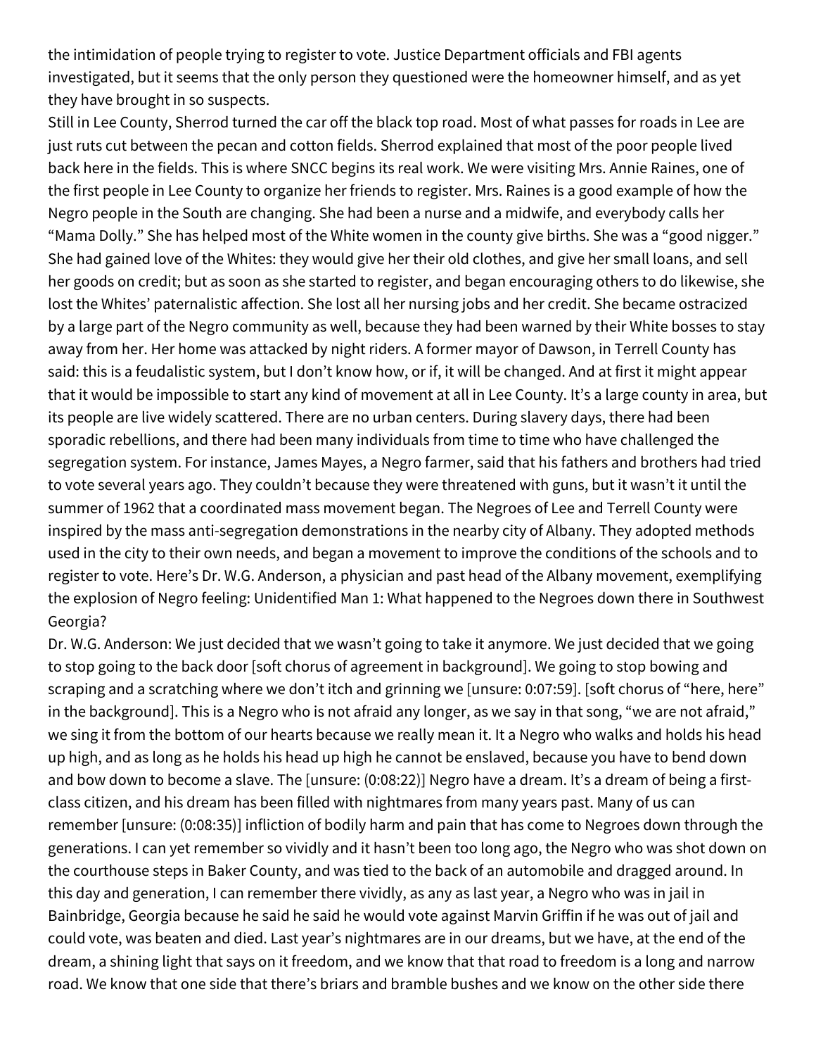the intimidation of people trying to register to vote. Justice Department officials and FBI agents investigated, but it seems that the only person they questioned were the homeowner himself, and as yet they have brought in so suspects.

Still in Lee County, Sherrod turned the car off the black top road. Most of what passes for roads in Lee are just ruts cut between the pecan and cotton fields. Sherrod explained that most of the poor people lived back here in the fields. This is where SNCC begins its real work. We were visiting Mrs. Annie Raines, one of the first people in Lee County to organize her friends to register. Mrs. Raines is a good example of how the Negro people in the South are changing. She had been a nurse and a midwife, and everybody calls her "Mama Dolly." She has helped most of the White women in the county give births. She was a "good nigger." She had gained love of the Whites: they would give her their old clothes, and give her small loans, and sell her goods on credit; but as soon as she started to register, and began encouraging others to do likewise, she lost the Whites' paternalistic affection. She lost all her nursing jobs and her credit. She became ostracized by a large part of the Negro community as well, because they had been warned by their White bosses to stay away from her. Her home was attacked by night riders. A former mayor of Dawson, in Terrell County has said: this is a feudalistic system, but I don't know how, or if, it will be changed. And at first it might appear that it would be impossible to start any kind of movement at all in Lee County. It's a large county in area, but its people are live widely scattered. There are no urban centers. During slavery days, there had been sporadic rebellions, and there had been many individuals from time to time who have challenged the segregation system. For instance, James Mayes, a Negro farmer, said that his fathers and brothers had tried to vote several years ago. They couldn't because they were threatened with guns, but it wasn't it until the summer of 1962 that a coordinated mass movement began. The Negroes of Lee and Terrell County were inspired by the mass anti-segregation demonstrations in the nearby city of Albany. They adopted methods used in the city to their own needs, and began a movement to improve the conditions of the schools and to register to vote. Here's Dr. W.G. Anderson, a physician and past head of the Albany movement, exemplifying the explosion of Negro feeling: Unidentified Man 1: What happened to the Negroes down there in Southwest Georgia?

Dr. W.G. Anderson: We just decided that we wasn't going to take it anymore. We just decided that we going to stop going to the back door [soft chorus of agreement in background]. We going to stop bowing and scraping and a scratching where we don't itch and grinning we [unsure: 0:07:59]. [soft chorus of "here, here" in the background]. This is a Negro who is not afraid any longer, as we say in that song, "we are not afraid," we sing it from the bottom of our hearts because we really mean it. It a Negro who walks and holds his head up high, and as long as he holds his head up high he cannot be enslaved, because you have to bend down and bow down to become a slave. The [unsure: (0:08:22)] Negro have a dream. It's a dream of being a first-class citizen, and his dream has been filled with nightmares from many years past. Many of us can remember [unsure: (0:08:35)] infliction of bodily harm and pain that has come to Negroes down through the generations. I can yet remember so vividly and it hasn't been too long ago, the Negro who was shot down on the courthouse steps in Baker County, and was tied to the back of an automobile and dragged around. In this day and generation, I can remember there vividly, as any as last year, a Negro who was in jail in Bainbridge, Georgia because he said he said he would vote against Marvin Griffin if he was out of jail and could vote, was beaten and died. Last year's nightmares are in our dreams, but we have, at the end of the dream, a shining light that says on it freedom, and we know that that road to freedom is a long and narrow road. We know that one side that there's briars and bramble bushes and we know on the other side there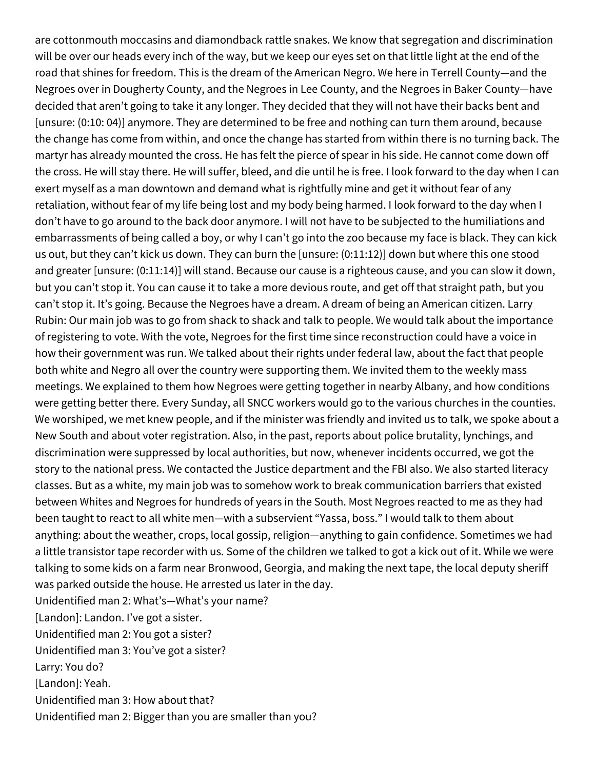are cottonmouth moccasins and diamondback rattle snakes. We know that segregation and discrimination will be over our heads every inch of the way, but we keep our eyes set on that little light at the end of the road that shines for freedom. This is the dream of the American Negro. We here in Terrell County—and the Negroes over in Dougherty County, and the Negroes in Lee County, and the Negroes in Baker County—have decided that aren't going to take it any longer. They decided that they will not have their backs bent and [unsure: (0:10: 04)] anymore. They are determined to be free and nothing can turn them around, because the change has come from within, and once the change has started from within there is no turning back. The martyr has already mounted the cross. He has felt the pierce of spear in his side. He cannot come down off the cross. He will stay there. He will suffer, bleed, and die until he is free. I look forward to the day when I can exert myself as a man downtown and demand what is rightfully mine and get it without fear of any retaliation, without fear of my life being lost and my body being harmed. I look forward to the day when I don't have to go around to the back door anymore. I will not have to be subjected to the humiliations and embarrassments of being called a boy, or why I can't go into the zoo because my face is black. They can kick us out, but they can't kick us down. They can burn the [unsure: (0:11:12)] down but where this one stood and greater [unsure: (0:11:14)] will stand. Because our cause is a righteous cause, and you can slow it down, but you can't stop it. You can cause it to take a more devious route, and get off that straight path, but you can't stop it. It's going. Because the Negroes have a dream. A dream of being an American citizen. Larry Rubin: Our main job was to go from shack to shack and talk to people. We would talk about the importance of registering to vote. With the vote, Negroes for the first time since reconstruction could have a voice in how their government was run. We talked about their rights under federal law, about the fact that people both white and Negro all over the country were supporting them. We invited them to the weekly mass meetings. We explained to them how Negroes were getting together in nearby Albany, and how conditions were getting better there. Every Sunday, all SNCC workers would go to the various churches in the counties. We worshiped, we met knew people, and if the minister was friendly and invited us to talk, we spoke about a New South and about voter registration. Also, in the past, reports about police brutality, lynchings, and discrimination were suppressed by local authorities, but now, whenever incidents occurred, we got the story to the national press. We contacted the Justice department and the FBI also. We also started literacy classes. But as a white, my main job was to somehow work to break communication barriers that existed between Whites and Negroes for hundreds of years in the South. Most Negroes reacted to me as they had been taught to react to all white men—with a subservient "Yassa, boss." I would talk to them about anything: about the weather, crops, local gossip, religion—anything to gain confidence. Sometimes we had a little transistor tape recorder with us. Some of the children we talked to got a kick out of it. While we were talking to some kids on a farm near Bronwood, Georgia, and making the next tape, the local deputy sheriff was parked outside the house. He arrested us later in the day.

Unidentified man 2: What's—What's your name?

[Landon]: Landon. I've got a sister.

Unidentified man 2: You got a sister?

Unidentified man 3: You've got a sister?

Larry: You do?

[Landon]: Yeah.

Unidentified man 3: How about that?

Unidentified man 2: Bigger than you are smaller than you?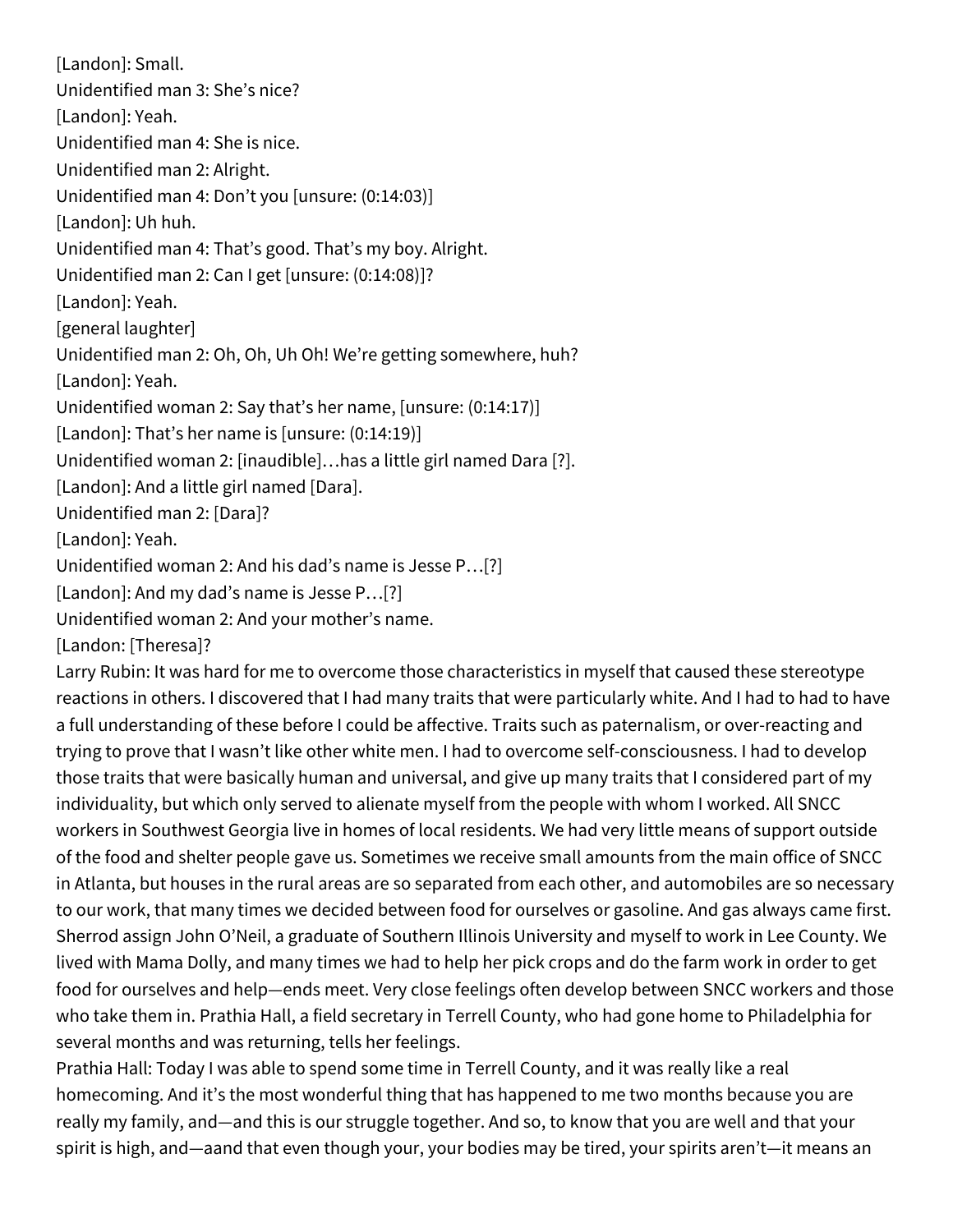[Landon]: Small.

Unidentified man 3: She's nice?

[Landon]: Yeah.

Unidentified man 4: She is nice.

Unidentified man 2: Alright.

Unidentified man 4: Don't you [unsure: (0:14:03)]

[Landon]: Uh huh.

Unidentified man 4: That's good. That's my boy. Alright.

Unidentified man 2: Can I get [unsure: (0:14:08)]?

[Landon]: Yeah.

[general laughter]

Unidentified man 2: Oh, Oh, Uh Oh! We're getting somewhere, huh?

[Landon]: Yeah.

Unidentified woman 2: Say that's her name, [unsure: (0:14:17)]

[Landon]: That's her name is [unsure: (0:14:19)]

Unidentified woman 2: [inaudible]…has a little girl named Dara [?].

[Landon]: And a little girl named [Dara].

Unidentified man 2: [Dara]?

[Landon]: Yeah.

Unidentified woman 2: And his dad's name is Jesse P…[?]

[Landon]: And my dad's name is Jesse P…[?]

Unidentified woman 2: And your mother's name.

[Landon: [Theresa]?

Larry Rubin: It was hard for me to overcome those characteristics in myself that caused these stereotype reactions in others. I discovered that I had many traits that were particularly white. And I had to had to have a full understanding of these before I could be affective. Traits such as paternalism, or over-reacting and trying to prove that I wasn't like other white men. I had to overcome self-consciousness. I had to develop those traits that were basically human and universal, and give up many traits that I considered part of my individuality, but which only served to alienate myself from the people with whom I worked. All SNCC workers in Southwest Georgia live in homes of local residents. We had very little means of support outside of the food and shelter people gave us. Sometimes we receive small amounts from the main office of SNCC in Atlanta, but houses in the rural areas are so separated from each other, and automobiles are so necessary to our work, that many times we decided between food for ourselves or gasoline. And gas always came first. Sherrod assign John O'Neil, a graduate of Southern Illinois University and myself to work in Lee County. We lived with Mama Dolly, and many times we had to help her pick crops and do the farm work in order to get food for ourselves and help—ends meet. Very close feelings often develop between SNCC workers and those who take them in. Prathia Hall, a field secretary in Terrell County, who had gone home to Philadelphia for several months and was returning, tells her feelings.

Prathia Hall: Today I was able to spend some time in Terrell County, and it was really like a real homecoming. And it's the most wonderful thing that has happened to me two months because you are really my family, and—and this is our struggle together. And so, to know that you are well and that your spirit is high, and—aand that even though your, your bodies may be tired, your spirits aren't—it means an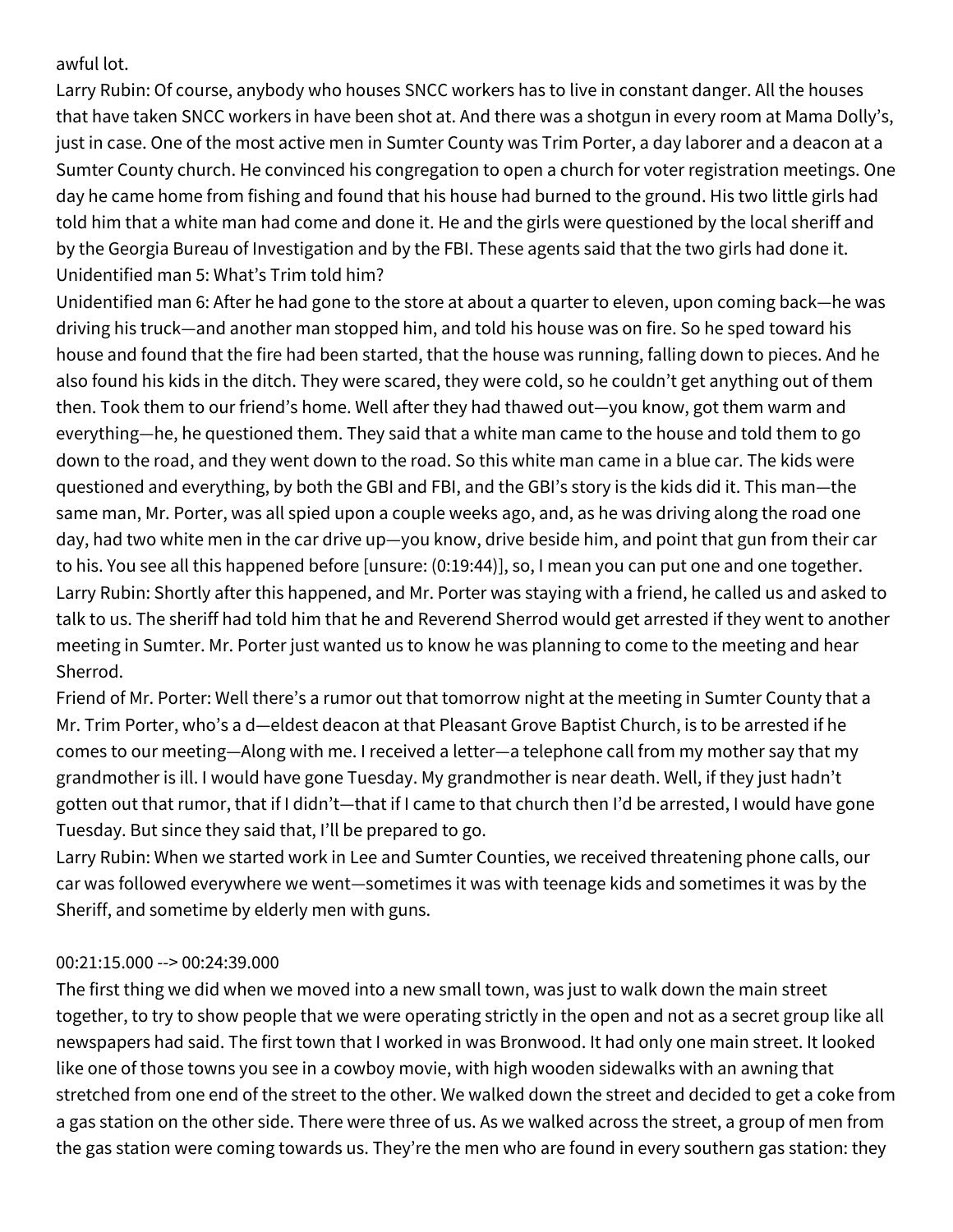awful lot.

Larry Rubin: Of course, anybody who houses SNCC workers has to live in constant danger. All the houses that have taken SNCC workers in have been shot at. And there was a shotgun in every room at Mama Dolly's, just in case. One of the most active men in Sumter County was Trim Porter, a day laborer and a deacon at a Sumter County church. He convinced his congregation to open a church for voter registration meetings. One day he came home from fishing and found that his house had burned to the ground. His two little girls had told him that a white man had come and done it. He and the girls were questioned by the local sheriff and by the Georgia Bureau of Investigation and by the FBI. These agents said that the two girls had done it.

Unidentified man 5: What's Trim told him?

Unidentified man 6: After he had gone to the store at about a quarter to eleven, upon coming back—he was driving his truck—and another man stopped him, and told his house was on fire. So he sped toward his house and found that the fire had been started, that the house was running, falling down to pieces. And he also found his kids in the ditch. They were scared, they were cold, so he couldn't get anything out of them then. Took them to our friend's home. Well after they had thawed out—you know, got them warm and everything—he, he questioned them. They said that a white man came to the house and told them to go down to the road, and they went down to the road. So this white man came in a blue car. The kids were questioned and everything, by both the GBI and FBI, and the GBI's story is the kids did it. This man—the same man, Mr. Porter, was all spied upon a couple weeks ago, and, as he was driving along the road one day, had two white men in the car drive up—you know, drive beside him, and point that gun from their car to his. You see all this happened before [unsure: (0:19:44)], so, I mean you can put one and one together.

Larry Rubin: Shortly after this happened, and Mr. Porter was staying with a friend, he called us and asked to talk to us. The sheriff had told him that he and Reverend Sherrod would get arrested if they went to another meeting in Sumter. Mr. Porter just wanted us to know he was planning to come to the meeting and hear Sherrod.

Friend of Mr. Porter: Well there's a rumor out that tomorrow night at the meeting in Sumter County that a Mr. Trim Porter, who's a d—eldest deacon at that Pleasant Grove Baptist Church, is to be arrested if he comes to our meeting—Along with me. I received a letter—a telephone call from my mother say that my grandmother is ill. I would have gone Tuesday. My grandmother is near death. Well, if they just hadn't gotten out that rumor, that if I didn't—that if I came to that church then I'd be arrested, I would have gone Tuesday. But since they said that, I'll be prepared to go.

Larry Rubin: When we started work in Lee and Sumter Counties, we received threatening phone calls, our car was followed everywhere we went—sometimes it was with teenage kids and sometimes it was by the Sheriff, and sometime by elderly men with guns.

00:21:15.000 --> 00:24:39.000

The first thing we did when we moved into a new small town, was just to walk down the main street together, to try to show people that we were operating strictly in the open and not as a secret group like all newspapers had said. The first town that I worked in was Bronwood. It had only one main street. It looked like one of those towns you see in a cowboy movie, with high wooden sidewalks with an awning that stretched from one end of the street to the other. We walked down the street and decided to get a coke from a gas station on the other side. There were three of us. As we walked across the street, a group of men from the gas station were coming towards us. They're the men who are found in every southern gas station: they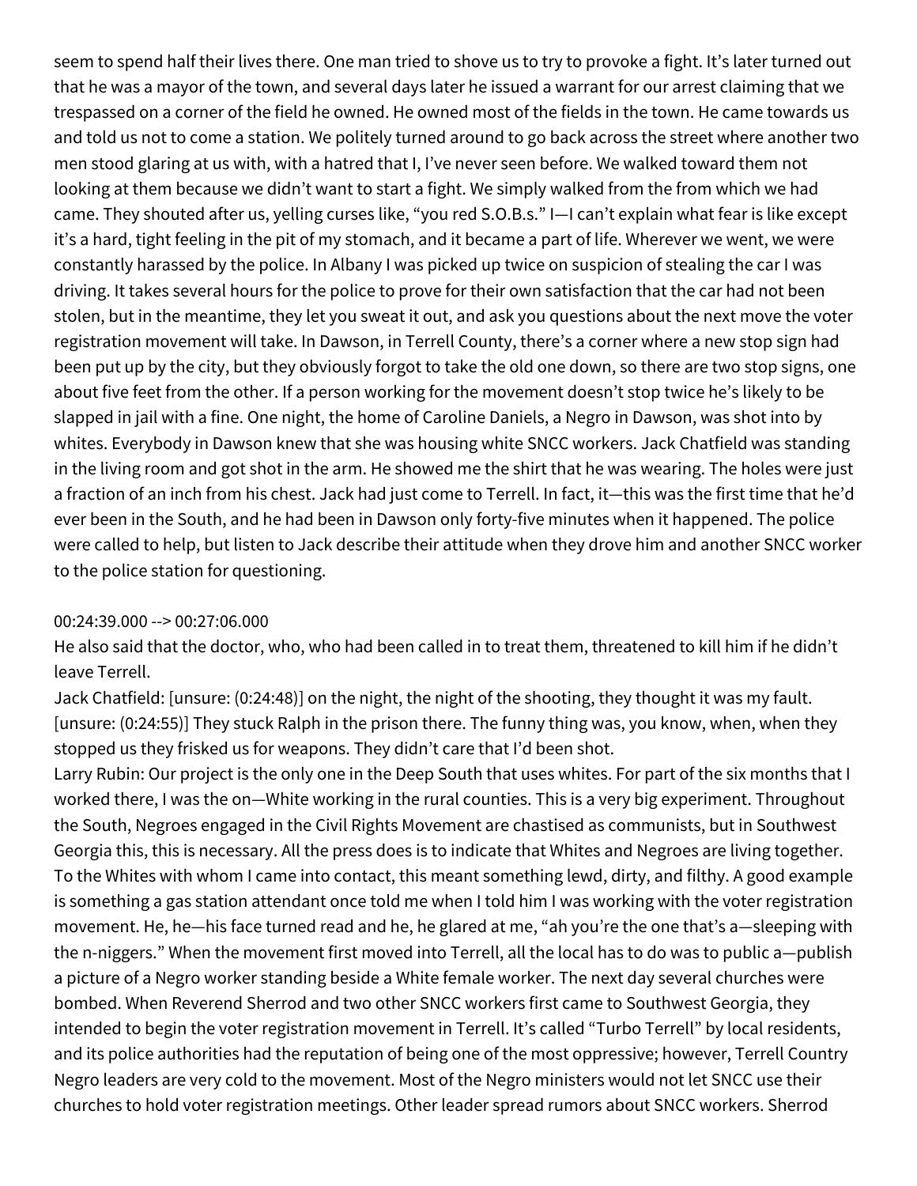seem to spend half their lives there. One man tried to shove us to try to provoke a fight. It's later turned out that he was a mayor of the town, and several days later he issued a warrant for our arrest claiming that we trespassed on a corner of the field he owned. He owned most of the fields in the town. He came towards us and told us not to come a station. We politely turned around to go back across the street where another two men stood glaring at us with, with a hatred that I, I've never seen before. We walked toward them not looking at them because we didn't want to start a fight. We simply walked from the from which we had came. They shouted after us, yelling curses like, "you red S.O.B.s." I—I can't explain what fear is like except it's a hard, tight feeling in the pit of my stomach, and it became a part of life. Wherever we went, we were constantly harassed by the police. In Albany I was picked up twice on suspicion of stealing the car I was driving. It takes several hours for the police to prove for their own satisfaction that the car had not been stolen, but in the meantime, they let you sweat it out, and ask you questions about the next move the voter registration movement will take. In Dawson, in Terrell County, there's a corner where a new stop sign had been put up by the city, but they obviously forgot to take the old one down, so there are two stop signs, one about five feet from the other. If a person working for the movement doesn't stop twice he's likely to be slapped in jail with a fine. One night, the home of Caroline Daniels, a Negro in Dawson, was shot into by whites. Everybody in Dawson knew that she was housing white SNCC workers. Jack Chatfield was standing in the living room and got shot in the arm. He showed me the shirt that he was wearing. The holes were just a fraction of an inch from his chest. Jack had just come to Terrell. In fact, it—this was the first time that he'd ever been in the South, and he had been in Dawson only forty-five minutes when it happened. The police were called to help, but listen to Jack describe their attitude when they drove him and another SNCC worker to the police station for questioning.

00:24:39.000 --> 00:27:06.000

He also said that the doctor, who, who had been called in to treat them, threatened to kill him if he didn't leave Terrell.

Jack Chatfield: [unsure: (0:24:48)] on the night, the night of the shooting, they thought it was my fault. [unsure: (0:24:55)] They stuck Ralph in the prison there. The funny thing was, you know, when, when they stopped us they frisked us for weapons. They didn't care that I'd been shot.

Larry Rubin: Our project is the only one in the Deep South that uses whites. For part of the six months that I worked there, I was the on—White working in the rural counties. This is a very big experiment. Throughout the South, Negroes engaged in the Civil Rights Movement are chastised as communists, but in Southwest Georgia this, this is necessary. All the press does is to indicate that Whites and Negroes are living together. To the Whites with whom I came into contact, this meant something lewd, dirty, and filthy. A good example is something a gas station attendant once told me when I told him I was working with the voter registration movement. He, he—his face turned read and he, he glared at me, "ah you're the one that's a—sleeping with the n-niggers." When the movement first moved into Terrell, all the local has to do was to public a—publish a picture of a Negro worker standing beside a White female worker. The next day several churches were bombed. When Reverend Sherrod and two other SNCC workers first came to Southwest Georgia, they intended to begin the voter registration movement in Terrell. It's called "Turbo Terrell" by local residents, and its police authorities had the reputation of being one of the most oppressive; however, Terrell Country Negro leaders are very cold to the movement. Most of the Negro ministers would not let SNCC use their churches to hold voter registration meetings. Other leader spread rumors about SNCC workers. Sherrod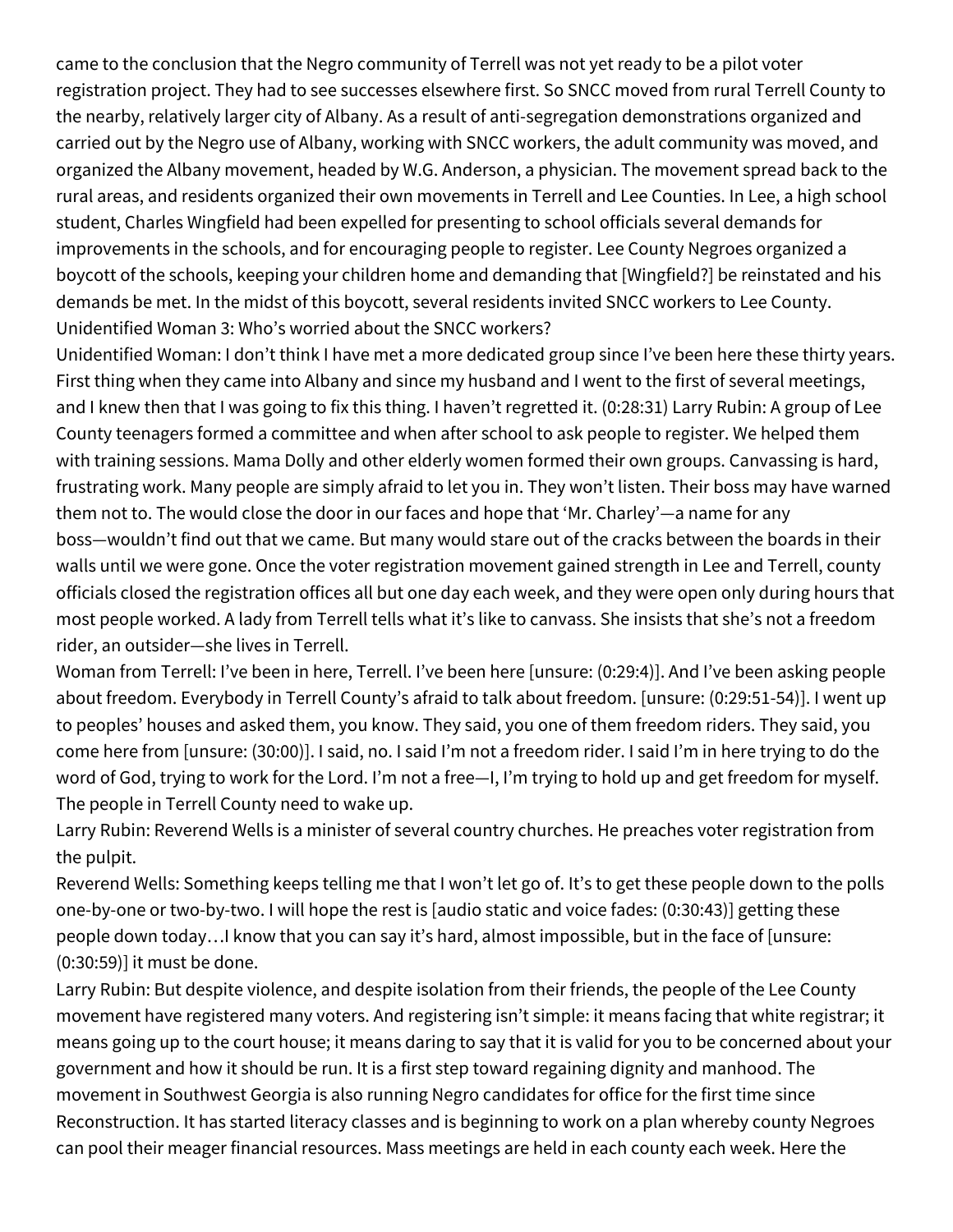came to the conclusion that the Negro community of Terrell was not yet ready to be a pilot voter registration project. They had to see successes elsewhere first. So SNCC moved from rural Terrell County to the nearby, relatively larger city of Albany. As a result of anti-segregation demonstrations organized and carried out by the Negro use of Albany, working with SNCC workers, the adult community was moved, and organized the Albany movement, headed by W.G. Anderson, a physician. The movement spread back to the rural areas, and residents organized their own movements in Terrell and Lee Counties. In Lee, a high school student, Charles Wingfield had been expelled for presenting to school officials several demands for improvements in the schools, and for encouraging people to register. Lee County Negroes organized a boycott of the schools, keeping your children home and demanding that [Wingfield?] be reinstated and his demands be met. In the midst of this boycott, several residents invited SNCC workers to Lee County.

Unidentified Woman 3: Who's worried about the SNCC workers?

Unidentified Woman: I don't think I have met a more dedicated group since I've been here these thirty years. First thing when they came into Albany and since my husband and I went to the first of several meetings, and I knew then that I was going to fix this thing. I haven't regretted it. (0:28:31) Larry Rubin: A group of Lee County teenagers formed a committee and when after school to ask people to register. We helped them with training sessions. Mama Dolly and other elderly women formed their own groups. Canvassing is hard, frustrating work. Many people are simply afraid to let you in. They won't listen. Their boss may have warned them not to. The would close the door in our faces and hope that 'Mr. Charley'—a name for any boss—wouldn't find out that we came. But many would stare out of the cracks between the boards in their walls until we were gone. Once the voter registration movement gained strength in Lee and Terrell, county officials closed the registration offices all but one day each week, and they were open only during hours that most people worked. A lady from Terrell tells what it's like to canvass. She insists that she's not a freedom rider, an outsider—she lives in Terrell.

Woman from Terrell: I've been in here, Terrell. I've been here [unsure: (0:29:4)]. And I've been asking people about freedom. Everybody in Terrell County's afraid to talk about freedom. [unsure: (0:29:51-54)]. I went up to peoples' houses and asked them, you know. They said, you one of them freedom riders. They said, you come here from [unsure: (30:00)]. I said, no. I said I'm not a freedom rider. I said I'm in here trying to do the word of God, trying to work for the Lord. I'm not a free—I, I'm trying to hold up and get freedom for myself. The people in Terrell County need to wake up.

Larry Rubin: Reverend Wells is a minister of several country churches. He preaches voter registration from the pulpit.

Reverend Wells: Something keeps telling me that I won't let go of. It's to get these people down to the polls one-by-one or two-by-two. I will hope the rest is [audio static and voice fades: (0:30:43)] getting these people down today…I know that you can say it's hard, almost impossible, but in the face of [unsure: (0:30:59)] it must be done.

Larry Rubin: But despite violence, and despite isolation from their friends, the people of the Lee County movement have registered many voters. And registering isn't simple: it means facing that white registrar; it means going up to the court house; it means daring to say that it is valid for you to be concerned about your government and how it should be run. It is a first step toward regaining dignity and manhood. The movement in Southwest Georgia is also running Negro candidates for office for the first time since Reconstruction. It has started literacy classes and is beginning to work on a plan whereby county Negroes can pool their meager financial resources. Mass meetings are held in each county each week. Here the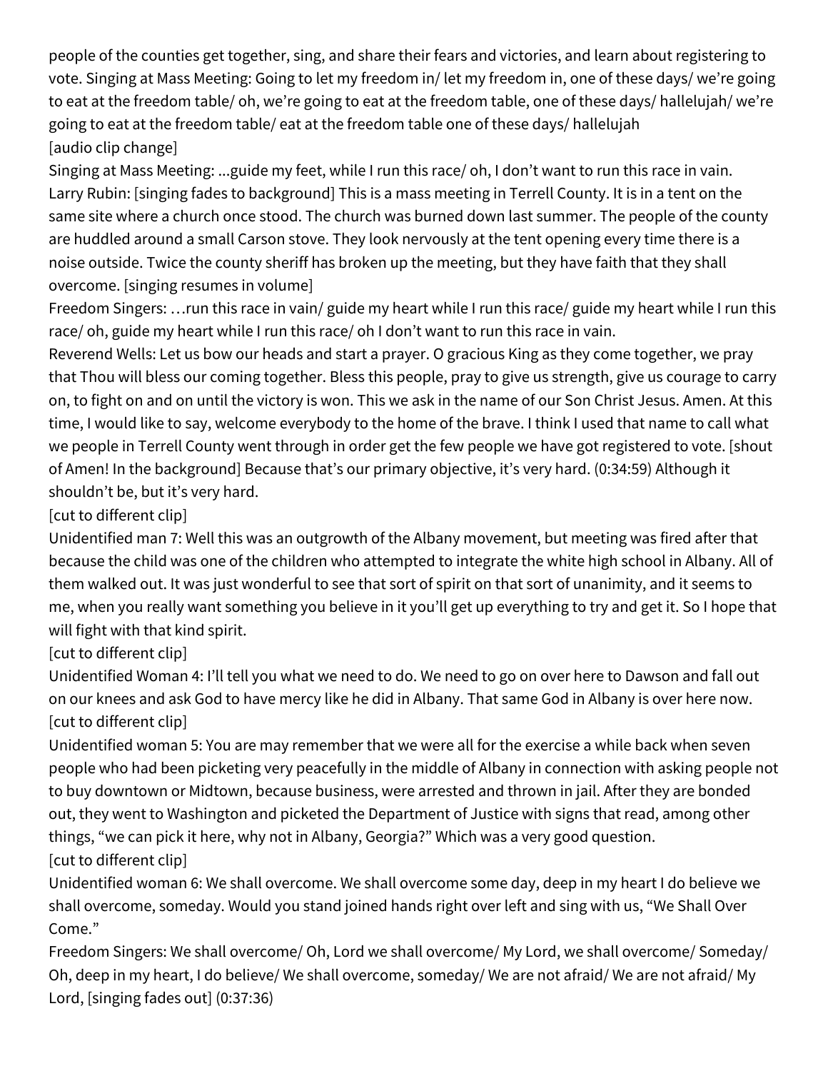people of the counties get together, sing, and share their fears and victories, and learn about registering to vote. Singing at Mass Meeting: Going to let my freedom in/ let my freedom in, one of these days/ we're going to eat at the freedom table/ oh, we're going to eat at the freedom table, one of these days/ hallelujah/ we're going to eat at the freedom table/ eat at the freedom table one of these days/ hallelujah

[audio clip change]

Singing at Mass Meeting: ...guide my feet, while I run this race/ oh, I don't want to run this race in vain.

Larry Rubin: [singing fades to background] This is a mass meeting in Terrell County. It is in a tent on the same site where a church once stood. The church was burned down last summer. The people of the county are huddled around a small Carson stove. They look nervously at the tent opening every time there is a noise outside. Twice the county sheriff has broken up the meeting, but they have faith that they shall overcome. [singing resumes in volume]

Freedom Singers: …run this race in vain/ guide my heart while I run this race/ guide my heart while I run this race/ oh, guide my heart while I run this race/ oh I don't want to run this race in vain.

Reverend Wells: Let us bow our heads and start a prayer. O gracious King as they come together, we pray that Thou will bless our coming together. Bless this people, pray to give us strength, give us courage to carry on, to fight on and on until the victory is won. This we ask in the name of our Son Christ Jesus. Amen. At this time, I would like to say, welcome everybody to the home of the brave. I think I used that name to call what we people in Terrell County went through in order get the few people we have got registered to vote. [shout of Amen! In the background] Because that's our primary objective, it's very hard. (0:34:59) Although it shouldn't be, but it's very hard.

[cut to different clip]

Unidentified man 7: Well this was an outgrowth of the Albany movement, but meeting was fired after that because the child was one of the children who attempted to integrate the white high school in Albany. All of them walked out. It was just wonderful to see that sort of spirit on that sort of unanimity, and it seems to me, when you really want something you believe in it you'll get up everything to try and get it. So I hope that will fight with that kind spirit.

[cut to different clip]

Unidentified Woman 4: I'll tell you what we need to do. We need to go on over here to Dawson and fall out on our knees and ask God to have mercy like he did in Albany. That same God in Albany is over here now.

[cut to different clip]

Unidentified woman 5: You are may remember that we were all for the exercise a while back when seven people who had been picketing very peacefully in the middle of Albany in connection with asking people not to buy downtown or Midtown, because business, were arrested and thrown in jail. After they are bonded out, they went to Washington and picketed the Department of Justice with signs that read, among other things, "we can pick it here, why not in Albany, Georgia?" Which was a very good question.

[cut to different clip]

Unidentified woman 6: We shall overcome. We shall overcome some day, deep in my heart I do believe we shall overcome, someday. Would you stand joined hands right over left and sing with us, "We Shall Over Come."

Freedom Singers: We shall overcome/ Oh, Lord we shall overcome/ My Lord, we shall overcome/ Someday/ Oh, deep in my heart, I do believe/ We shall overcome, someday/ We are not afraid/ We are not afraid/ My Lord, [singing fades out] (0:37:36)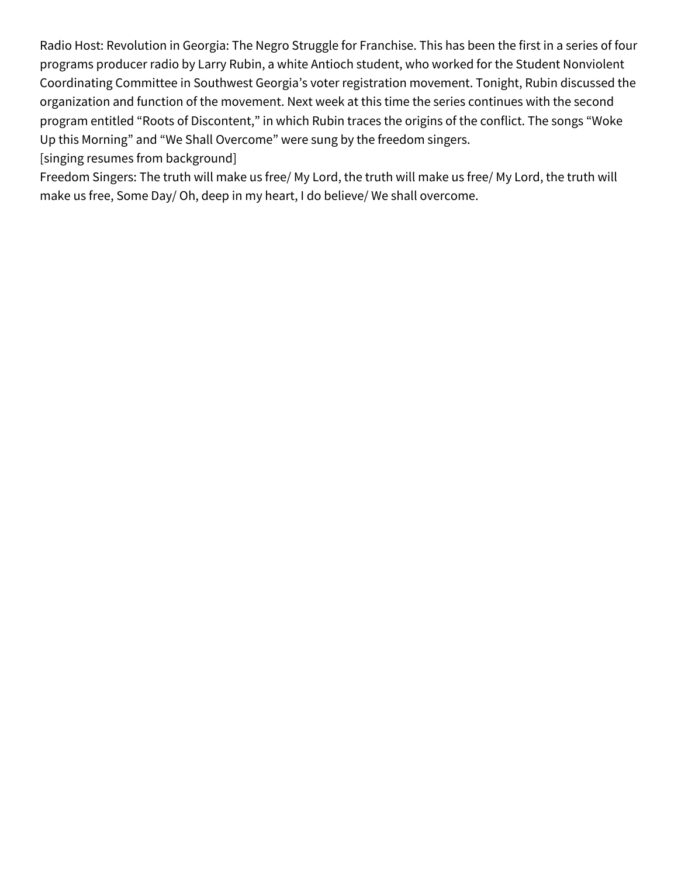Radio Host: Revolution in Georgia: The Negro Struggle for Franchise. This has been the first in a series of four programs producer radio by Larry Rubin, a white Antioch student, who worked for the Student Nonviolent Coordinating Committee in Southwest Georgia's voter registration movement. Tonight, Rubin discussed the organization and function of the movement. Next week at this time the series continues with the second program entitled "Roots of Discontent," in which Rubin traces the origins of the conflict. The songs "Woke Up this Morning" and "We Shall Overcome" were sung by the freedom singers.

[singing resumes from background]

Freedom Singers: The truth will make us free/ My Lord, the truth will make us free/ My Lord, the truth will make us free, Some Day/ Oh, deep in my heart, I do believe/ We shall overcome.